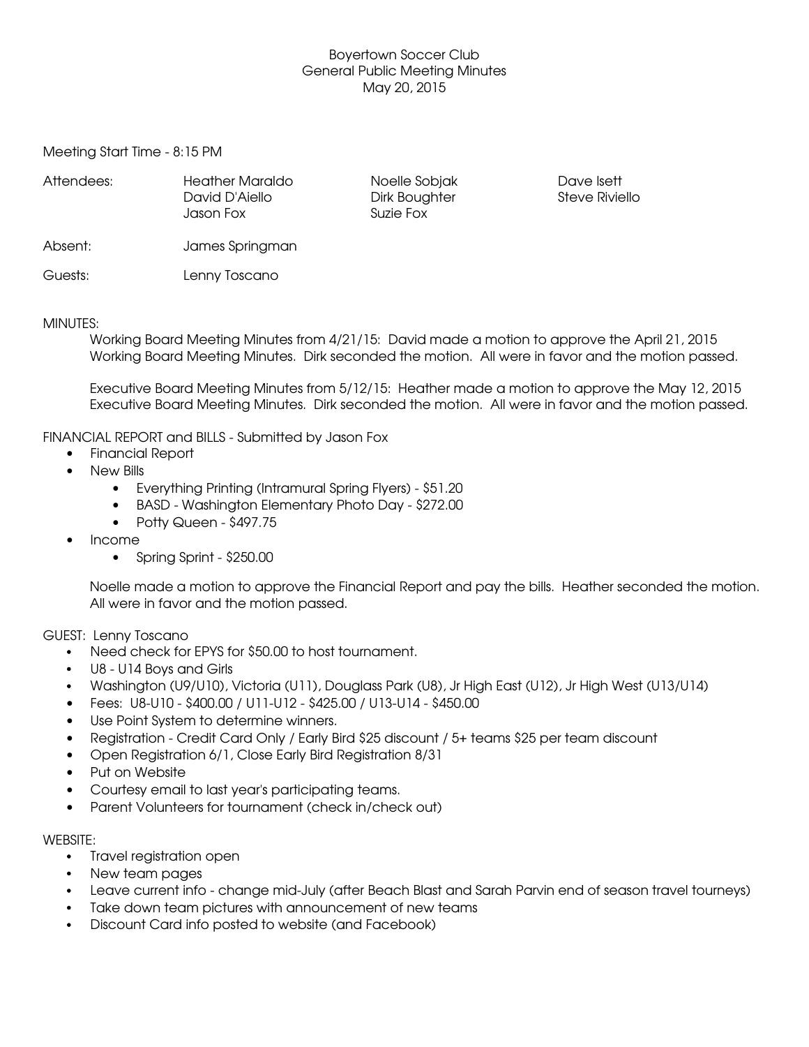Boyertown Soccer Club
General Public Meeting Minutes
May 20, 2015

Meeting Start Time - 8:15 PM

| Attendees: | Heather Maraldo | Noelle Sobjak | Dave Isett |
|---|---|---|---|
| | David D'Aiello | Dirk Boughter | Steve Riviello |
| | Jason Fox | Suzie Fox | |

Absent: James Springman

Guests: Lenny Toscano

MINUTES:

Working Board Meeting Minutes from 4/21/15: David made a motion to approve the April 21, 2015 Working Board Meeting Minutes. Dirk seconded the motion. All were in favor and the motion passed.

Executive Board Meeting Minutes from 5/12/15: Heather made a motion to approve the May 12, 2015 Executive Board Meeting Minutes. Dirk seconded the motion. All were in favor and the motion passed.

FINANCIAL REPORT and BILLS - Submitted by Jason Fox

- Financial Report
- New Bills
    - Everything Printing (Intramural Spring Flyers) - $51.20
    - BASD - Washington Elementary Photo Day - $272.00
    - Potty Queen - $497.75
- Income
    - Spring Sprint - $250.00

Noelle made a motion to approve the Financial Report and pay the bills. Heather seconded the motion. All were in favor and the motion passed.

GUEST: Lenny Toscano

- Need check for EPYS for $50.00 to host tournament.
- U8 - U14 Boys and Girls
- Washington (U9/U10), Victoria (U11), Douglass Park (U8), Jr High East (U12), Jr High West (U13/U14)
- Fees: U8-U10 - $400.00 / U11-U12 - $425.00 / U13-U14 - $450.00
- Use Point System to determine winners.
- Registration - Credit Card Only / Early Bird $25 discount / 5+ teams $25 per team discount
- Open Registration 6/1, Close Early Bird Registration 8/31
- Put on Website
- Courtesy email to last year's participating teams.
- Parent Volunteers for tournament (check in/check out)

WEBSITE:

- Travel registration open
- New team pages
- Leave current info - change mid-July (after Beach Blast and Sarah Parvin end of season travel tourneys)
- Take down team pictures with announcement of new teams
- Discount Card info posted to website (and Facebook)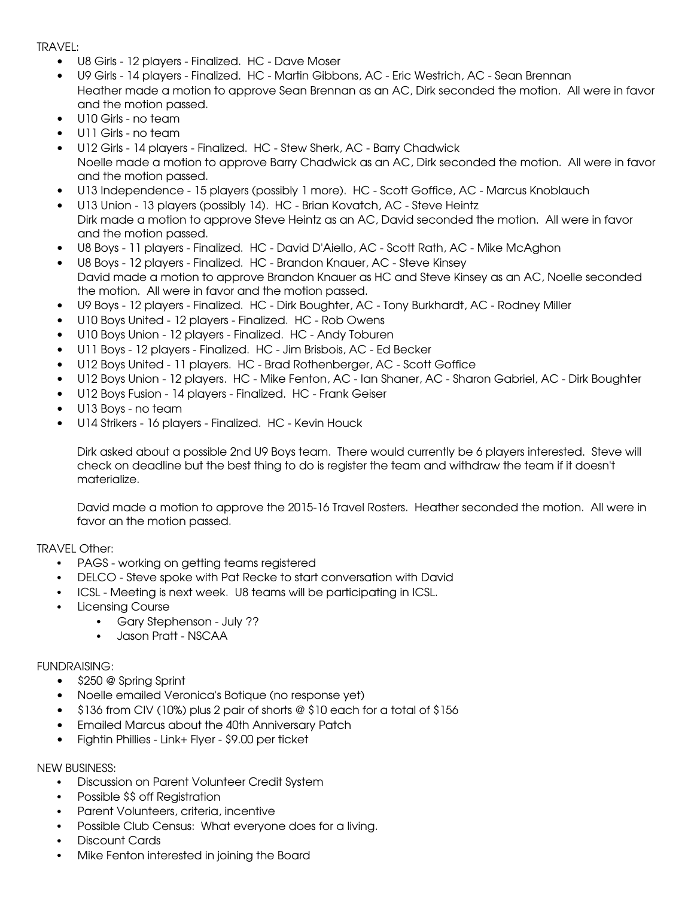TRAVEL:

- U8 Girls - 12 players - Finalized. HC - Dave Moser
- U9 Girls - 14 players - Finalized. HC - Martin Gibbons, AC - Eric Westrich, AC - Sean Brennan
  Heather made a motion to approve Sean Brennan as an AC, Dirk seconded the motion. All were in favor and the motion passed.
- U10 Girls - no team
- U11 Girls - no team
- U12 Girls - 14 players - Finalized. HC - Stew Sherk, AC - Barry Chadwick
  Noelle made a motion to approve Barry Chadwick as an AC, Dirk seconded the motion. All were in favor and the motion passed.
- U13 Independence - 15 players (possibly 1 more). HC - Scott Goffice, AC - Marcus Knoblauch
- U13 Union - 13 players (possibly 14). HC - Brian Kovatch, AC - Steve Heintz
  Dirk made a motion to approve Steve Heintz as an AC, David seconded the motion. All were in favor and the motion passed.
- U8 Boys - 11 players - Finalized. HC - David D'Aiello, AC - Scott Rath, AC - Mike McAghon
- U8 Boys - 12 players - Finalized. HC - Brandon Knauer, AC - Steve Kinsey
  David made a motion to approve Brandon Knauer as HC and Steve Kinsey as an AC, Noelle seconded the motion. All were in favor and the motion passed.
- U9 Boys - 12 players - Finalized. HC - Dirk Boughter, AC - Tony Burkhardt, AC - Rodney Miller
- U10 Boys United - 12 players - Finalized. HC - Rob Owens
- U10 Boys Union - 12 players - Finalized. HC - Andy Toburen
- U11 Boys - 12 players - Finalized. HC - Jim Brisbois, AC - Ed Becker
- U12 Boys United - 11 players. HC - Brad Rothenberger, AC - Scott Goffice
- U12 Boys Union - 12 players. HC - Mike Fenton, AC - Ian Shaner, AC - Sharon Gabriel, AC - Dirk Boughter
- U12 Boys Fusion - 14 players - Finalized. HC - Frank Geiser
- U13 Boys - no team
- U14 Strikers - 16 players - Finalized. HC - Kevin Houck

  Dirk asked about a possible 2nd U9 Boys team. There would currently be 6 players interested. Steve will check on deadline but the best thing to do is register the team and withdraw the team if it doesn't materialize.

  David made a motion to approve the 2015-16 Travel Rosters. Heather seconded the motion. All were in favor an the motion passed.

TRAVEL Other:

- PAGS - working on getting teams registered
- DELCO - Steve spoke with Pat Recke to start conversation with David
- ICSL - Meeting is next week. U8 teams will be participating in ICSL.
- Licensing Course
  - Gary Stephenson - July ??
  - Jason Pratt - NSCAA

FUNDRAISING:

- $250 @ Spring Sprint
- Noelle emailed Veronica's Botique (no response yet)
- $136 from CIV (10%) plus 2 pair of shorts @ $10 each for a total of $156
- Emailed Marcus about the 40th Anniversary Patch
- Fightin Phillies - Link+ Flyer - $9.00 per ticket

NEW BUSINESS:

- Discussion on Parent Volunteer Credit System
- Possible $$ off Registration
- Parent Volunteers, criteria, incentive
- Possible Club Census: What everyone does for a living.
- Discount Cards
- Mike Fenton interested in joining the Board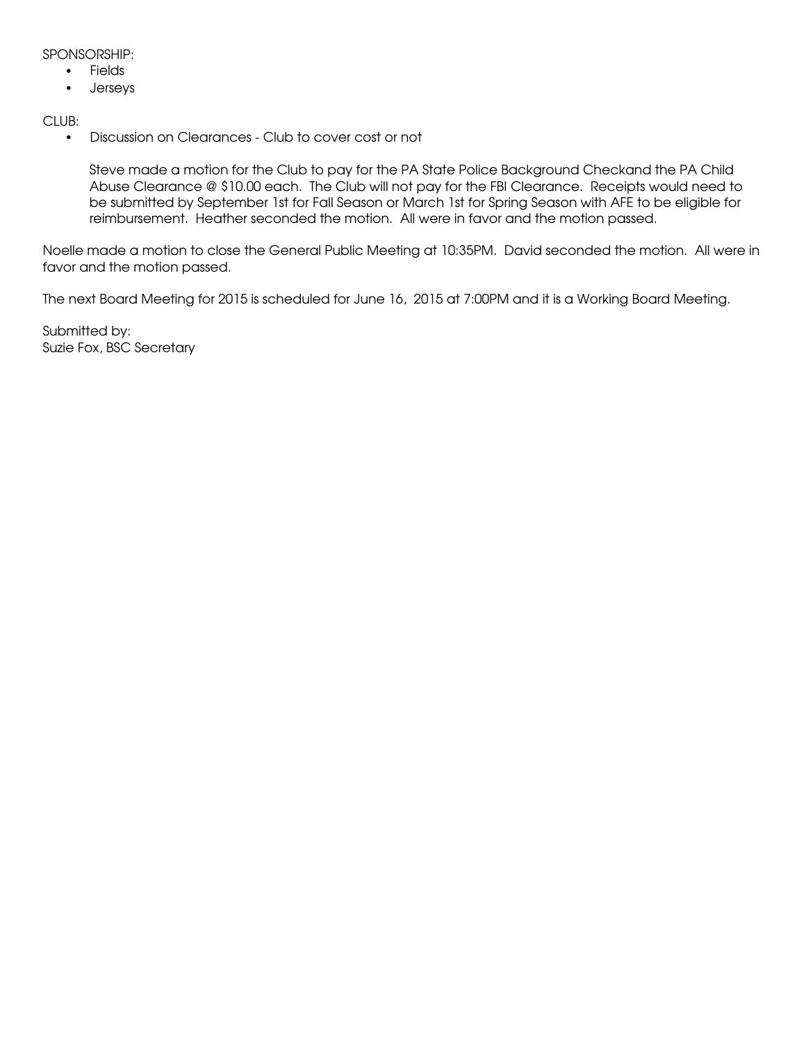SPONSORSHIP:

- Fields
- Jerseys

CLUB:

- Discussion on Clearances - Club to cover cost or not

  Steve made a motion for the Club to pay for the PA State Police Background Checkand the PA Child Abuse Clearance @ $10.00 each. The Club will not pay for the FBI Clearance. Receipts would need to be submitted by September 1st for Fall Season or March 1st for Spring Season with AFE to be eligible for reimbursement. Heather seconded the motion. All were in favor and the motion passed.

Noelle made a motion to close the General Public Meeting at 10:35PM. David seconded the motion. All were in favor and the motion passed.

The next Board Meeting for 2015 is scheduled for June 16, 2015 at 7:00PM and it is a Working Board Meeting.

Submitted by:
Suzie Fox, BSC Secretary